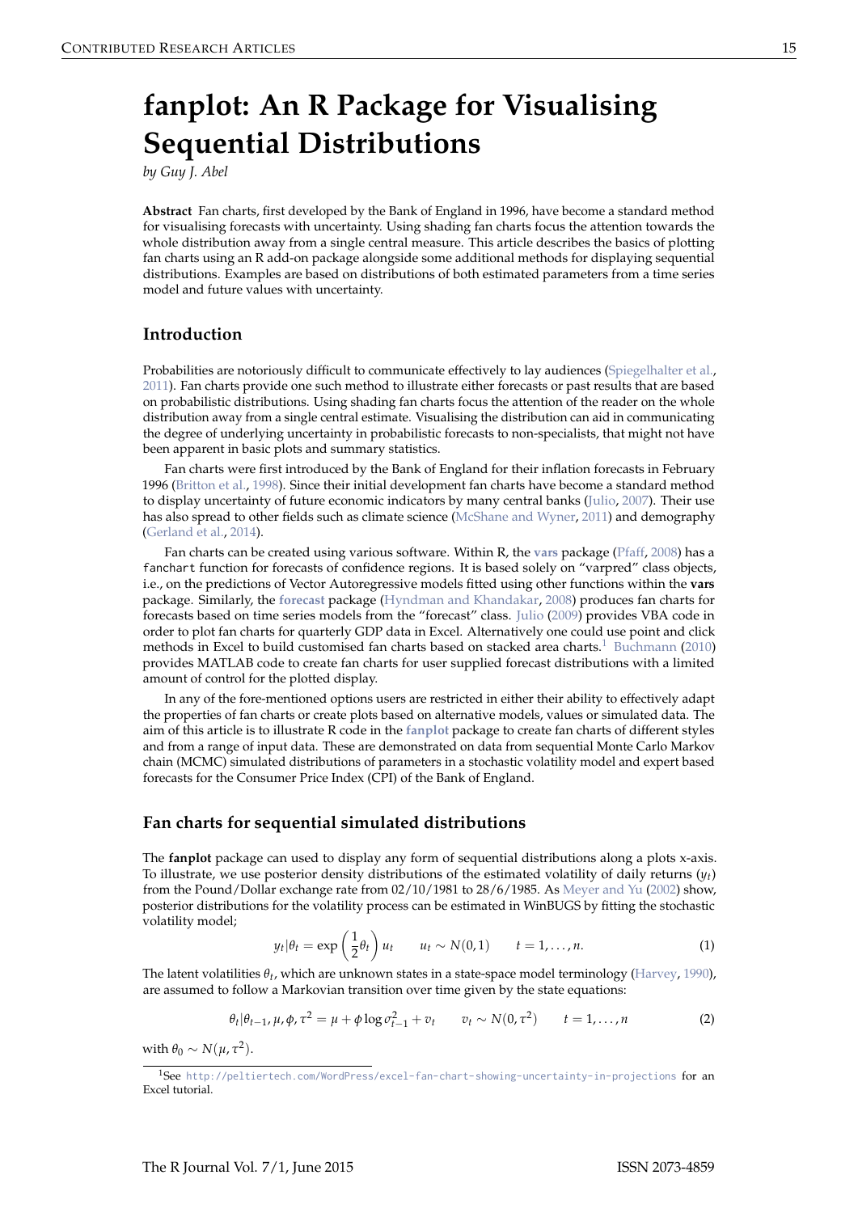# fanplot: An R Package for Visualising Sequential Distributions

*by Guy J. Abel*

**Abstract** Fan charts, first developed by the Bank of England in 1996, have become a standard method for visualising forecasts with uncertainty. Using shading fan charts focus the attention towards the whole distribution away from a single central measure. This article describes the basics of plotting fan charts using an R add-on package alongside some additional methods for displaying sequential distributions. Examples are based on distributions of both estimated parameters from a time series model and future values with uncertainty.

## Introduction

Probabilities are notoriously difficult to communicate effectively to lay audiences (Spiegelhalter et al., 2011). Fan charts provide one such method to illustrate either forecasts or past results that are based on probabilistic distributions. Using shading fan charts focus the attention of the reader on the whole distribution away from a single central estimate. Visualising the distribution can aid in communicating the degree of underlying uncertainty in probabilistic forecasts to non-specialists, that might not have been apparent in basic plots and summary statistics.

Fan charts were first introduced by the Bank of England for their inflation forecasts in February 1996 (Britton et al., 1998). Since their initial development fan charts have become a standard method to display uncertainty of future economic indicators by many central banks (Julio, 2007). Their use has also spread to other fields such as climate science (McShane and Wyner, 2011) and demography (Gerland et al., 2014).

Fan charts can be created using various software. Within R, the **vars** package (Pfaff, 2008) has a `fanchart` function for forecasts of confidence regions. It is based solely on "varpred" class objects, i.e., on the predictions of Vector Autoregressive models fitted using other functions within the **vars** package. Similarly, the **forecast** package (Hyndman and Khandakar, 2008) produces fan charts for forecasts based on time series models from the "forecast" class. Julio (2009) provides VBA code in order to plot fan charts for quarterly GDP data in Excel. Alternatively one could use point and click methods in Excel to build customised fan charts based on stacked area charts.[1] Buchmann (2010) provides MATLAB code to create fan charts for user supplied forecast distributions with a limited amount of control for the plotted display.

In any of the fore-mentioned options users are restricted in either their ability to effectively adapt the properties of fan charts or create plots based on alternative models, values or simulated data. The aim of this article is to illustrate R code in the **fanplot** package to create fan charts of different styles and from a range of input data. These are demonstrated on data from sequential Monte Carlo Markov chain (MCMC) simulated distributions of parameters in a stochastic volatility model and expert based forecasts for the Consumer Price Index (CPI) of the Bank of England.

## Fan charts for sequential simulated distributions

The **fanplot** package can used to display any form of sequential distributions along a plots x-axis. To illustrate, we use posterior density distributions of the estimated volatility of daily returns ($y_t$) from the Pound/Dollar exchange rate from 02/10/1981 to 28/6/1985. As Meyer and Yu (2002) show, posterior distributions for the volatility process can be estimated in WinBUGS by fitting the stochastic volatility model;

$$y_t|\theta_t = \exp\left(\frac{1}{2}\theta_t\right) u_t \qquad u_t \sim N(0,1) \qquad t = 1, \ldots, n. \tag{1}$$

The latent volatilities $\theta_t$, which are unknown states in a state-space model terminology (Harvey, 1990), are assumed to follow a Markovian transition over time given by the state equations:

$$\theta_t|\theta_{t-1}, \mu, \phi, \tau^2 = \mu + \phi \log \sigma^2_{t-1} + v_t \qquad v_t \sim N(0, \tau^2) \qquad t = 1, \ldots, n \tag{2}$$

with $\theta_0 \sim N(\mu, \tau^2)$.

[1] See http://peltiertech.com/WordPress/excel-fan-chart-showing-uncertainty-in-projections for an Excel tutorial.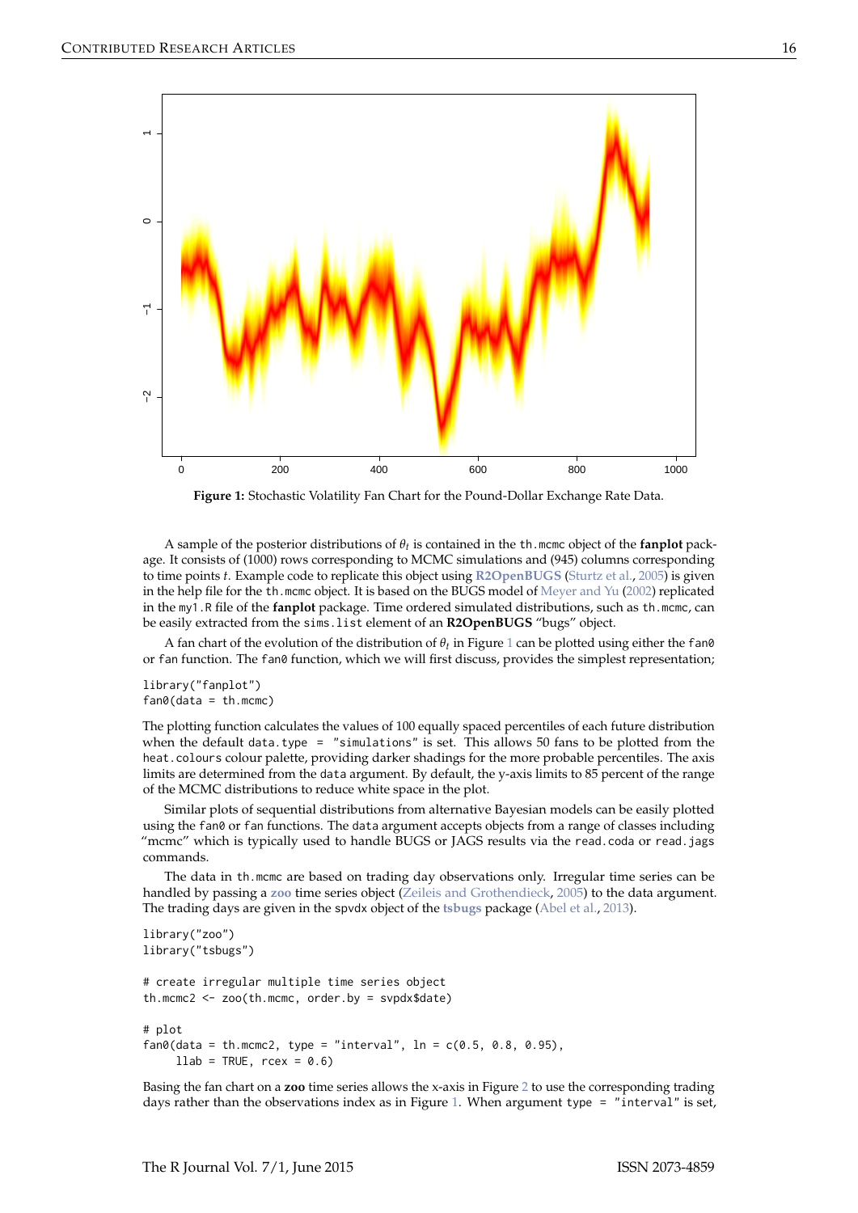**Figure 1:** Stochastic Volatility Fan Chart for the Pound-Dollar Exchange Rate Data.

A sample of the posterior distributions of $\theta_t$ is contained in the th.mcmc object of the **fanplot** package. It consists of (1000) rows corresponding to MCMC simulations and (945) columns corresponding to time points $t$. Example code to replicate this object using **R2OpenBUGS** (Sturtz et al., 2005) is given in the help file for the th.mcmc object. It is based on the BUGS model of Meyer and Yu (2002) replicated in the my1.R file of the **fanplot** package. Time ordered simulated distributions, such as th.mcmc, can be easily extracted from the sims.list element of an **R2OpenBUGS** "bugs" object.

A fan chart of the evolution of the distribution of $\theta_t$ in Figure 1 can be plotted using either the fan0 or fan function. The fan0 function, which we will first discuss, provides the simplest representation;

```
library("fanplot")
fan0(data = th.mcmc)
```

The plotting function calculates the values of 100 equally spaced percentiles of each future distribution when the default data.type = "simulations" is set. This allows 50 fans to be plotted from the heat.colours colour palette, providing darker shadings for the more probable percentiles. The axis limits are determined from the data argument. By default, the y-axis limits to 85 percent of the range of the MCMC distributions to reduce white space in the plot.

Similar plots of sequential distributions from alternative Bayesian models can be easily plotted using the fan0 or fan functions. The data argument accepts objects from a range of classes including "mcmc" which is typically used to handle BUGS or JAGS results via the read.coda or read.jags commands.

The data in th.mcmc are based on trading day observations only. Irregular time series can be handled by passing a **zoo** time series object (Zeileis and Grothendieck, 2005) to the data argument. The trading days are given in the spvdx object of the **tsbugs** package (Abel et al., 2013).

```
library("zoo")
library("tsbugs")

# create irregular multiple time series object
th.mcmc2 <- zoo(th.mcmc, order.by = svpdx$date)

# plot
fan0(data = th.mcmc2, type = "interval", ln = c(0.5, 0.8, 0.95),
     llab = TRUE, rcex = 0.6)
```

Basing the fan chart on a **zoo** time series allows the x-axis in Figure 2 to use the corresponding trading days rather than the observations index as in Figure 1. When argument type = "interval" is set,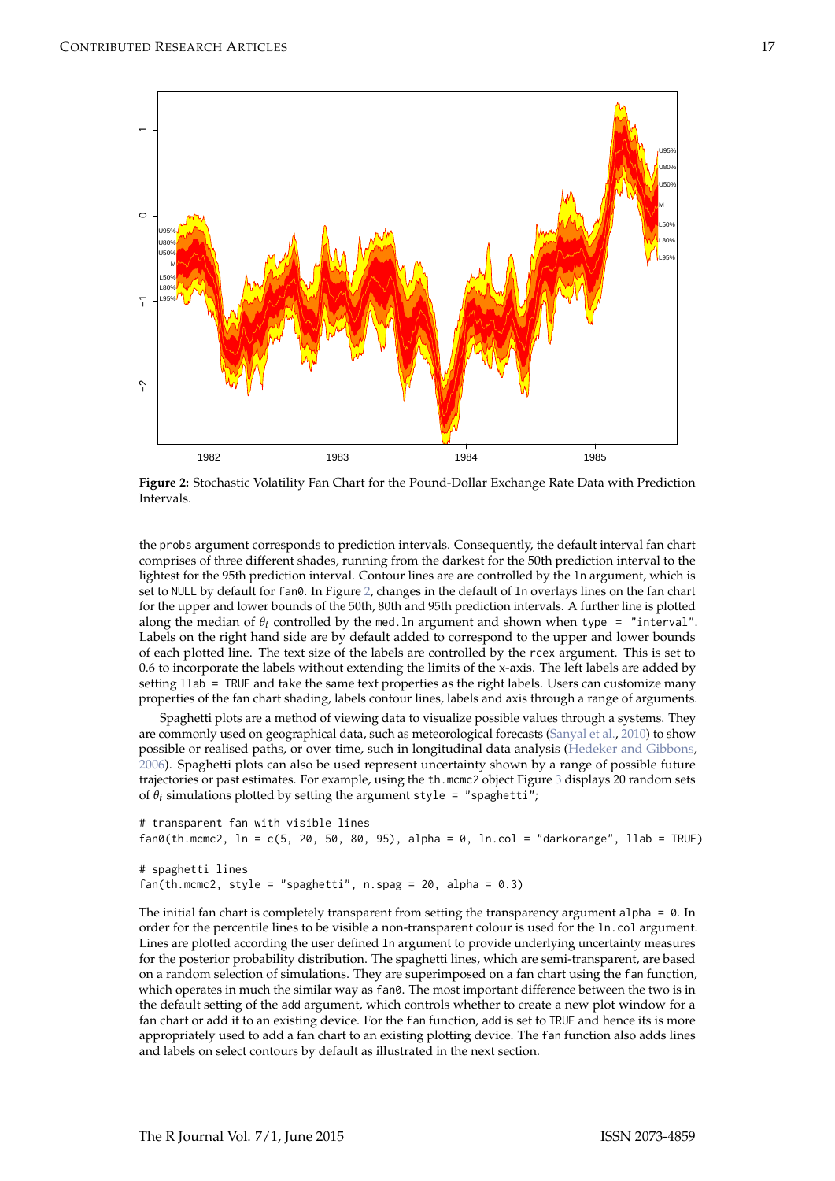**Figure 2:** Stochastic Volatility Fan Chart for the Pound-Dollar Exchange Rate Data with Prediction Intervals.

the probs argument corresponds to prediction intervals. Consequently, the default interval fan chart comprises of three different shades, running from the darkest for the 50th prediction interval to the lightest for the 95th prediction interval. Contour lines are are controlled by the ln argument, which is set to NULL by default for fan0. In Figure 2, changes in the default of ln overlays lines on the fan chart for the upper and lower bounds of the 50th, 80th and 95th prediction intervals. A further line is plotted along the median of $\theta_t$ controlled by the med.ln argument and shown when type = "interval". Labels on the right hand side are by default added to correspond to the upper and lower bounds of each plotted line. The text size of the labels are controlled by the rcex argument. This is set to 0.6 to incorporate the labels without extending the limits of the x-axis. The left labels are added by setting llab = TRUE and take the same text properties as the right labels. Users can customize many properties of the fan chart shading, labels contour lines, labels and axis through a range of arguments.

Spaghetti plots are a method of viewing data to visualize possible values through a systems. They are commonly used on geographical data, such as meteorological forecasts (Sanyal et al., 2010) to show possible or realised paths, or over time, such in longitudinal data analysis (Hedeker and Gibbons, 2006). Spaghetti plots can also be used represent uncertainty shown by a range of possible future trajectories or past estimates. For example, using the th.mcmc2 object Figure 3 displays 20 random sets of $\theta_t$ simulations plotted by setting the argument style = "spaghetti";

```
# transparent fan with visible lines
fan0(th.mcmc2, ln = c(5, 20, 50, 80, 95), alpha = 0, ln.col = "darkorange", llab = TRUE)

# spaghetti lines
fan(th.mcmc2, style = "spaghetti", n.spag = 20, alpha = 0.3)
```

The initial fan chart is completely transparent from setting the transparency argument alpha = 0. In order for the percentile lines to be visible a non-transparent colour is used for the ln.col argument. Lines are plotted according the user defined ln argument to provide underlying uncertainty measures for the posterior probability distribution. The spaghetti lines, which are semi-transparent, are based on a random selection of simulations. They are superimposed on a fan chart using the fan function, which operates in much the similar way as fan0. The most important difference between the two is in the default setting of the add argument, which controls whether to create a new plot window for a fan chart or add it to an existing device. For the fan function, add is set to TRUE and hence its is more appropriately used to add a fan chart to an existing plotting device. The fan function also adds lines and labels on select contours by default as illustrated in the next section.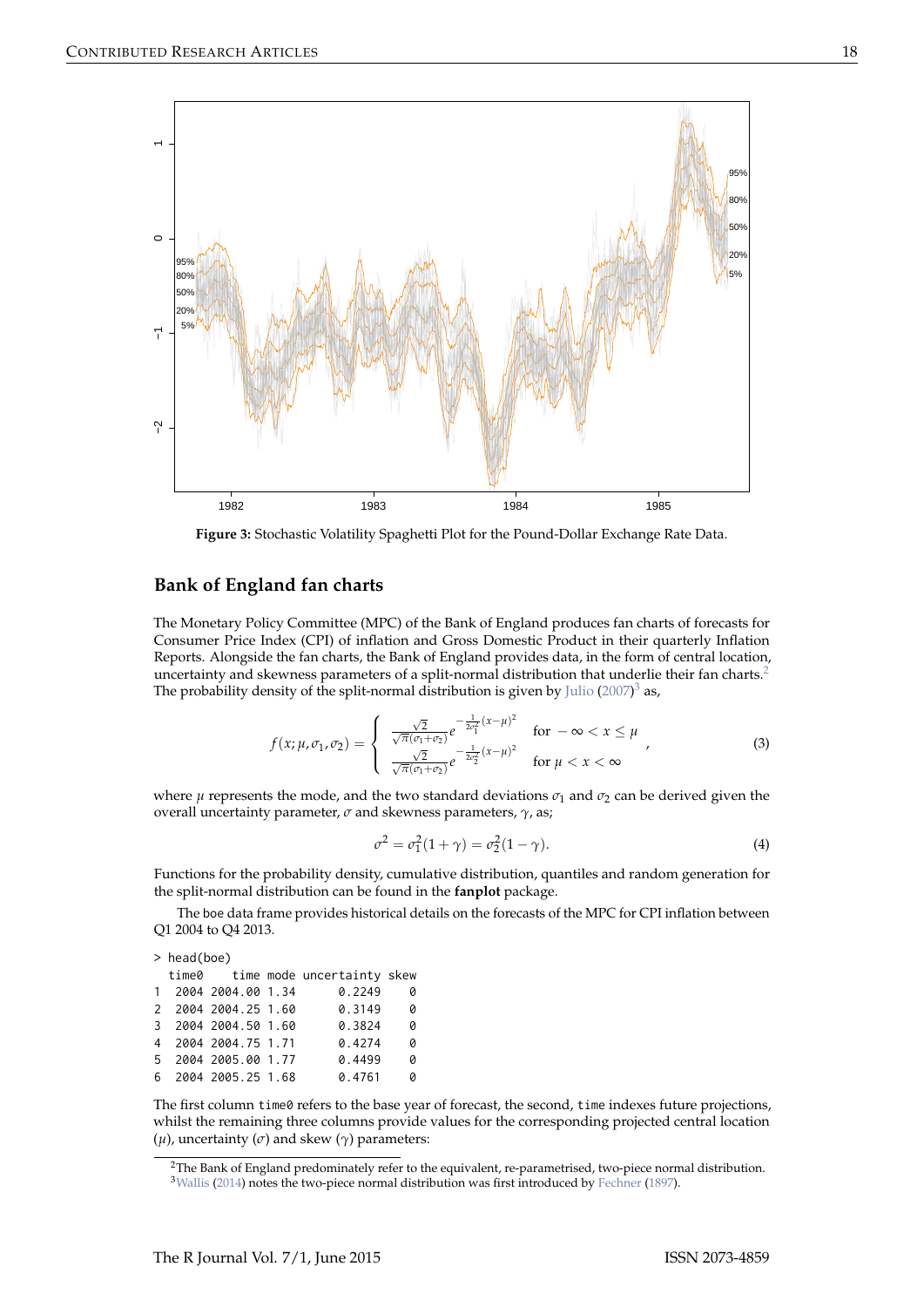**Figure 3:** Stochastic Volatility Spaghetti Plot for the Pound-Dollar Exchange Rate Data.

## Bank of England fan charts

The Monetary Policy Committee (MPC) of the Bank of England produces fan charts of forecasts for Consumer Price Index (CPI) of inflation and Gross Domestic Product in their quarterly Inflation Reports. Alongside the fan charts, the Bank of England provides data, in the form of central location, uncertainty and skewness parameters of a split-normal distribution that underlie their fan charts.[2] The probability density of the split-normal distribution is given by Julio (2007)[3] as,

$$f(x;\mu,\sigma_1,\sigma_2) = \begin{cases} \frac{\sqrt{2}}{\sqrt{\pi}(\sigma_1+\sigma_2)} e^{-\frac{1}{2\sigma_1^2}(x-\mu)^2} & \text{for } -\infty < x \leq \mu \\ \frac{\sqrt{2}}{\sqrt{\pi}(\sigma_1+\sigma_2)} e^{-\frac{1}{2\sigma_2^2}(x-\mu)^2} & \text{for } \mu < x < \infty \end{cases}, \tag{3}$$

where $\mu$ represents the mode, and the two standard deviations $\sigma_1$ and $\sigma_2$ can be derived given the overall uncertainty parameter, $\sigma$ and skewness parameters, $\gamma$, as;

$$\sigma^2 = \sigma_1^2(1+\gamma) = \sigma_2^2(1-\gamma). \tag{4}$$

Functions for the probability density, cumulative distribution, quantiles and random generation for the split-normal distribution can be found in the **fanplot** package.

The boe data frame provides historical details on the forecasts of the MPC for CPI inflation between Q1 2004 to Q4 2013.

```
> head(boe)
  time0    time mode uncertainty skew
1  2004 2004.00 1.34      0.2249    0
2  2004 2004.25 1.60      0.3149    0
3  2004 2004.50 1.60      0.3824    0
4  2004 2004.75 1.71      0.4274    0
5  2004 2005.00 1.77      0.4499    0
6  2004 2005.25 1.68      0.4761    0
```

The first column `time0` refers to the base year of forecast, the second, `time` indexes future projections, whilst the remaining three columns provide values for the corresponding projected central location ($\mu$), uncertainty ($\sigma$) and skew ($\gamma$) parameters:

[2] The Bank of England predominately refer to the equivalent, re-parametrised, two-piece normal distribution.

[3] Wallis (2014) notes the two-piece normal distribution was first introduced by Fechner (1897).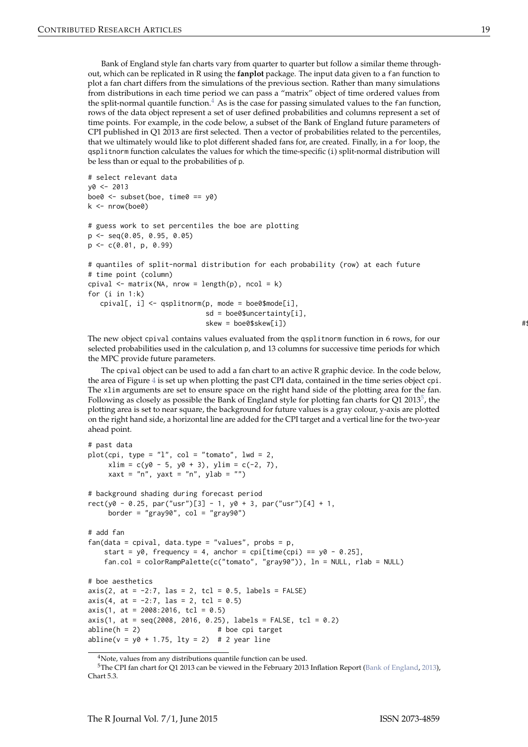Bank of England style fan charts vary from quarter to quarter but follow a similar theme throughout, which can be replicated in R using the **fanplot** package. The input data given to a `fan` function to plot a fan chart differs from the simulations of the previous section. Rather than many simulations from distributions in each time period we can pass a "matrix" object of time ordered values from the split-normal quantile function.[4] As is the case for passing simulated values to the `fan` function, rows of the data object represent a set of user defined probabilities and columns represent a set of time points. For example, in the code below, a subset of the Bank of England future parameters of CPI published in Q1 2013 are first selected. Then a vector of probabilities related to the percentiles, that we ultimately would like to plot different shaded fans for, are created. Finally, in a `for` loop, the `qsplitnorm` function calculates the values for which the time-specific (`i`) split-normal distribution will be less than or equal to the probabilities of `p`.

```
# select relevant data
y0 <- 2013
boe0 <- subset(boe, time0 == y0)
k <- nrow(boe0)

# guess work to set percentiles the boe are plotting
p <- seq(0.05, 0.95, 0.05)
p <- c(0.01, p, 0.99)

# quantiles of split-normal distribution for each probability (row) at each future
# time point (column)
cpival <- matrix(NA, nrow = length(p), ncol = k)
for (i in 1:k)
   cpival[, i] <- qsplitnorm(p, mode = boe0$mode[i],
                             sd = boe0$uncertainty[i],
                             skew = boe0$skew[i])
```

The new object `cpival` contains values evaluated from the `qsplitnorm` function in 6 rows, for our selected probabilities used in the calculation `p`, and 13 columns for successive time periods for which the MPC provide future parameters.

The `cpival` object can be used to add a fan chart to an active R graphic device. In the code below, the area of Figure 4 is set up when plotting the past CPI data, contained in the time series object `cpi`. The `xlim` arguments are set to ensure space on the right hand side of the plotting area for the fan. Following as closely as possible the Bank of England style for plotting fan charts for Q1 2013[5], the plotting area is set to near square, the background for future values is a gray colour, y-axis are plotted on the right hand side, a horizontal line are added for the CPI target and a vertical line for the two-year ahead point.

```
# past data
plot(cpi, type = "l", col = "tomato", lwd = 2,
     xlim = c(y0 - 5, y0 + 3), ylim = c(-2, 7),
     xaxt = "n", yaxt = "n", ylab = "")

# background shading during forecast period
rect(y0 - 0.25, par("usr")[3] - 1, y0 + 3, par("usr")[4] + 1,
     border = "gray90", col = "gray90")

# add fan
fan(data = cpival, data.type = "values", probs = p,
    start = y0, frequency = 4, anchor = cpi[time(cpi) == y0 - 0.25],
    fan.col = colorRampPalette(c("tomato", "gray90")), ln = NULL, rlab = NULL)

# boe aesthetics
axis(2, at = -2:7, las = 2, tcl = 0.5, labels = FALSE)
axis(4, at = -2:7, las = 2, tcl = 0.5)
axis(1, at = 2008:2016, tcl = 0.5)
axis(1, at = seq(2008, 2016, 0.25), labels = FALSE, tcl = 0.2)
abline(h = 2)                   # boe cpi target
abline(v = y0 + 1.75, lty = 2)  # 2 year line
```

[4] Note, values from any distributions quantile function can be used.

[5] The CPI fan chart for Q1 2013 can be viewed in the February 2013 Inflation Report (Bank of England, 2013), Chart 5.3.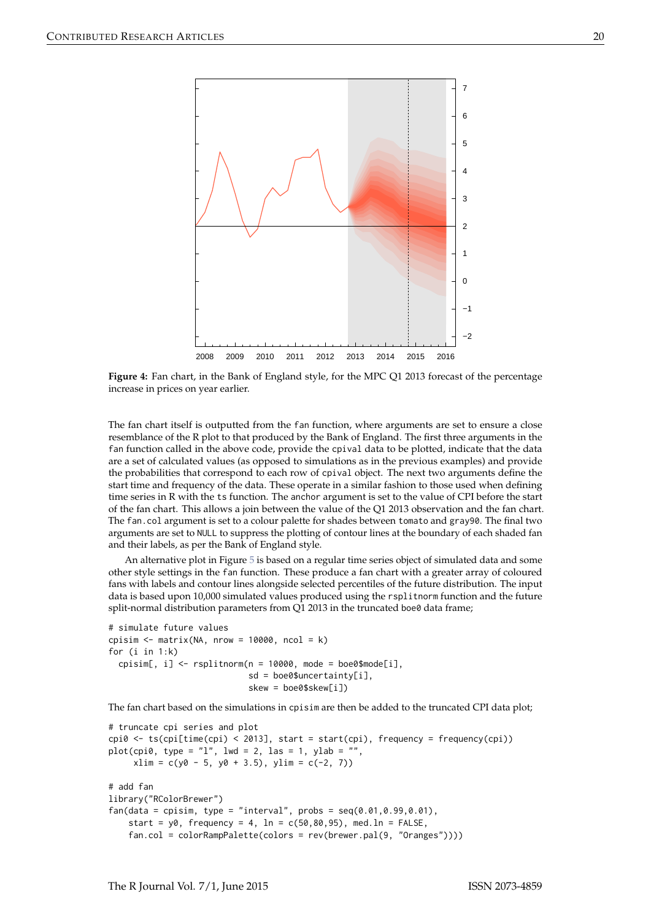**Figure 4:** Fan chart, in the Bank of England style, for the MPC Q1 2013 forecast of the percentage increase in prices on year earlier.

The fan chart itself is outputted from the `fan` function, where arguments are set to ensure a close resemblance of the R plot to that produced by the Bank of England. The first three arguments in the `fan` function called in the above code, provide the `cpival` data to be plotted, indicate that the data are a set of calculated values (as opposed to simulations as in the previous examples) and provide the probabilities that correspond to each row of `cpival` object. The next two arguments define the start time and frequency of the data. These operate in a similar fashion to those used when defining time series in R with the `ts` function. The `anchor` argument is set to the value of CPI before the start of the fan chart. This allows a join between the value of the Q1 2013 observation and the fan chart. The `fan.col` argument is set to a colour palette for shades between `tomato` and `gray90`. The final two arguments are set to `NULL` to suppress the plotting of contour lines at the boundary of each shaded fan and their labels, as per the Bank of England style.

An alternative plot in Figure 5 is based on a regular time series object of simulated data and some other style settings in the `fan` function. These produce a fan chart with a greater array of coloured fans with labels and contour lines alongside selected percentiles of the future distribution. The input data is based upon 10,000 simulated values produced using the `rsplitnorm` function and the future split-normal distribution parameters from Q1 2013 in the truncated `boe0` data frame;

```
# simulate future values
cpisim <- matrix(NA, nrow = 10000, ncol = k)
for (i in 1:k)
  cpisim[, i] <- rsplitnorm(n = 10000, mode = boe0$mode[i],
                            sd = boe0$uncertainty[i],
                            skew = boe0$skew[i])
```

The fan chart based on the simulations in `cpisim` are then be added to the truncated CPI data plot;

```
# truncate cpi series and plot
cpi0 <- ts(cpi[time(cpi) < 2013], start = start(cpi), frequency = frequency(cpi))
plot(cpi0, type = "l", lwd = 2, las = 1, ylab = "",
     xlim = c(y0 - 5, y0 + 3.5), ylim = c(-2, 7))

# add fan
library("RColorBrewer")
fan(data = cpisim, type = "interval", probs = seq(0.01,0.99,0.01),
    start = y0, frequency = 4, ln = c(50,80,95), med.ln = FALSE,
    fan.col = colorRampPalette(colors = rev(brewer.pal(9, "Oranges"))))
```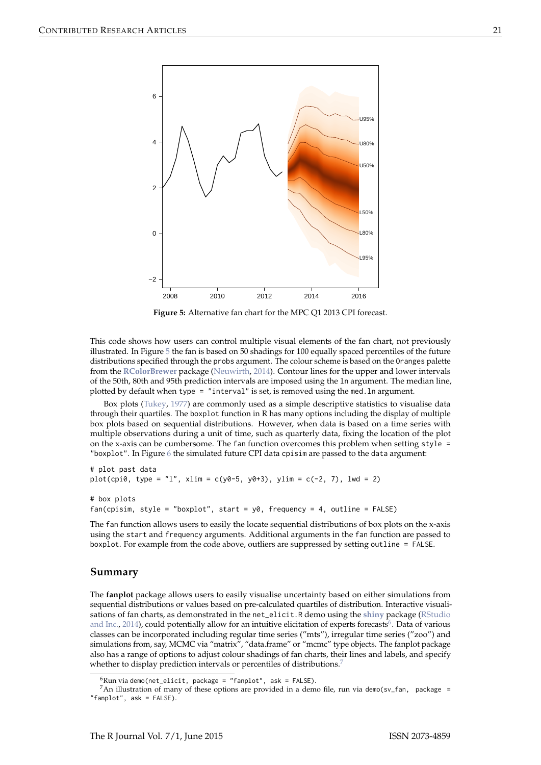Figure 5: Alternative fan chart for the MPC Q1 2013 CPI forecast.

This code shows how users can control multiple visual elements of the fan chart, not previously illustrated. In Figure 5 the fan is based on 50 shadings for 100 equally spaced percentiles of the future distributions specified through the `probs` argument. The colour scheme is based on the `Oranges` palette from the **RColorBrewer** package (Neuwirth, 2014). Contour lines for the upper and lower intervals of the 50th, 80th and 95th prediction intervals are imposed using the `ln` argument. The median line, plotted by default when `type = "interval"` is set, is removed using the `med.ln` argument.

Box plots (Tukey, 1977) are commonly used as a simple descriptive statistics to visualise data through their quartiles. The `boxplot` function in R has many options including the display of multiple box plots based on sequential distributions. However, when data is based on a time series with multiple observations during a unit of time, such as quarterly data, fixing the location of the plot on the x-axis can be cumbersome. The `fan` function overcomes this problem when setting `style = "boxplot"`. In Figure 6 the simulated future CPI data `cpisim` are passed to the `data` argument:

```
# plot past data
plot(cpi0, type = "l", xlim = c(y0-5, y0+3), ylim = c(-2, 7), lwd = 2)

# box plots
fan(cpisim, style = "boxplot", start = y0, frequency = 4, outline = FALSE)
```

The `fan` function allows users to easily the locate sequential distributions of box plots on the x-axis using the `start` and `frequency` arguments. Additional arguments in the `fan` function are passed to `boxplot`. For example from the code above, outliers are suppressed by setting `outline = FALSE`.

## Summary

The **fanplot** package allows users to easily visualise uncertainty based on either simulations from sequential distributions or values based on pre-calculated quartiles of distribution. Interactive visualisations of fan charts, as demonstrated in the `net_elicit.R` demo using the **shiny** package (RStudio and Inc., 2014), could potentially allow for an intuitive elicitation of experts forecasts[6]. Data of various classes can be incorporated including regular time series ("mts"), irregular time series ("zoo") and simulations from, say, MCMC via "matrix", "data.frame" or "mcmc" type objects. The fanplot package also has a range of options to adjust colour shadings of fan charts, their lines and labels, and specify whether to display prediction intervals or percentiles of distributions.[7]

[6] Run via `demo(net_elicit, package = "fanplot", ask = FALSE)`.

[7] An illustration of many of these options are provided in a demo file, run via `demo(sv_fan, package = "fanplot", ask = FALSE)`.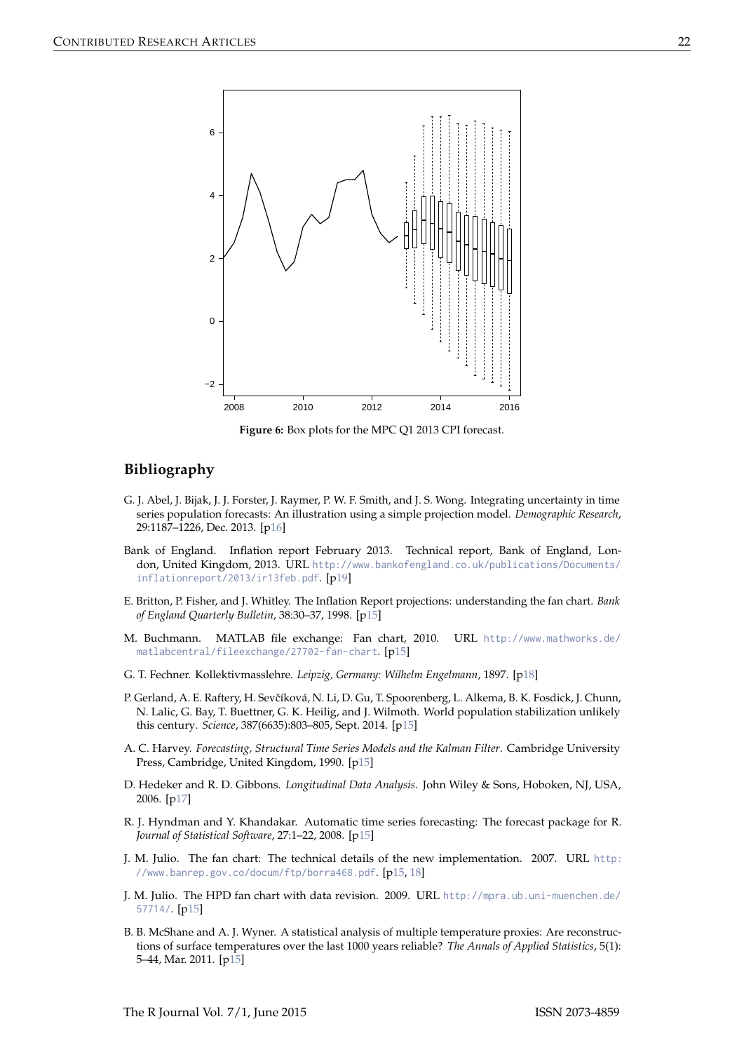**Figure 6:** Box plots for the MPC Q1 2013 CPI forecast.

## Bibliography

G. J. Abel, J. Bijak, J. J. Forster, J. Raymer, P. W. F. Smith, and J. S. Wong. Integrating uncertainty in time series population forecasts: An illustration using a simple projection model. *Demographic Research*, 29:1187–1226, Dec. 2013. [p16]

Bank of England. Inflation report February 2013. Technical report, Bank of England, London, United Kingdom, 2013. URL http://www.bankofengland.co.uk/publications/Documents/inflationreport/2013/ir13feb.pdf. [p19]

E. Britton, P. Fisher, and J. Whitley. The Inflation Report projections: understanding the fan chart. *Bank of England Quarterly Bulletin*, 38:30–37, 1998. [p15]

M. Buchmann. MATLAB file exchange: Fan chart, 2010. URL http://www.mathworks.de/matlabcentral/fileexchange/27702-fan-chart. [p15]

G. T. Fechner. Kollektivmasslehre. *Leipzig, Germany: Wilhelm Engelmann*, 1897. [p18]

P. Gerland, A. E. Raftery, H. Sevčíková, N. Li, D. Gu, T. Spoorenberg, L. Alkema, B. K. Fosdick, J. Chunn, N. Lalic, G. Bay, T. Buettner, G. K. Heilig, and J. Wilmoth. World population stabilization unlikely this century. *Science*, 387(6635):803–805, Sept. 2014. [p15]

A. C. Harvey. *Forecasting, Structural Time Series Models and the Kalman Filter*. Cambridge University Press, Cambridge, United Kingdom, 1990. [p15]

D. Hedeker and R. D. Gibbons. *Longitudinal Data Analysis*. John Wiley & Sons, Hoboken, NJ, USA, 2006. [p17]

R. J. Hyndman and Y. Khandakar. Automatic time series forecasting: The forecast package for R. *Journal of Statistical Software*, 27:1–22, 2008. [p15]

J. M. Julio. The fan chart: The technical details of the new implementation. 2007. URL http://www.banrep.gov.co/docum/ftp/borra468.pdf. [p15, 18]

J. M. Julio. The HPD fan chart with data revision. 2009. URL http://mpra.ub.uni-muenchen.de/57714/. [p15]

B. B. McShane and A. J. Wyner. A statistical analysis of multiple temperature proxies: Are reconstructions of surface temperatures over the last 1000 years reliable? *The Annals of Applied Statistics*, 5(1): 5–44, Mar. 2011. [p15]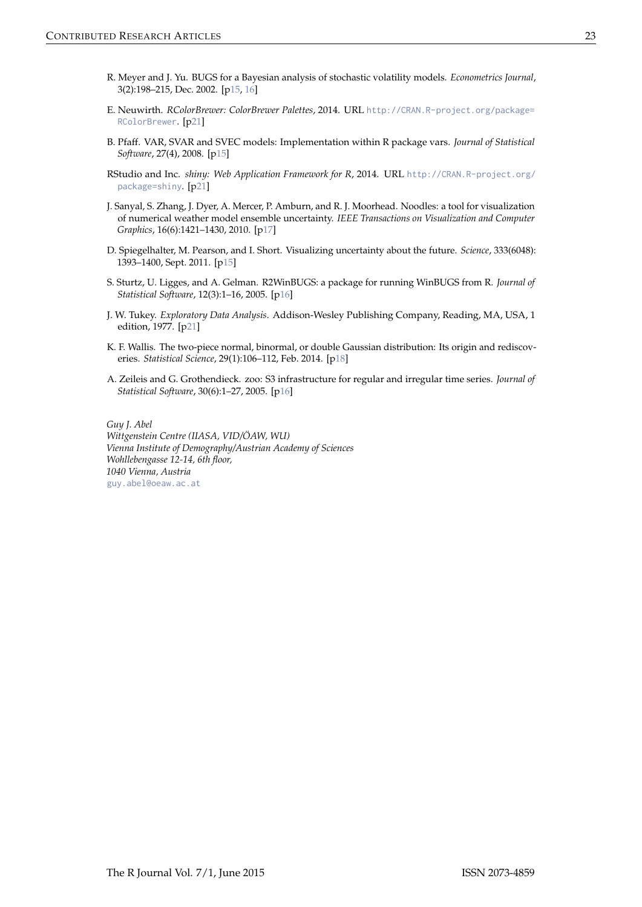R. Meyer and J. Yu. BUGS for a Bayesian analysis of stochastic volatility models. *Econometrics Journal*, 3(2):198–215, Dec. 2002. [p15, 16]

E. Neuwirth. *RColorBrewer: ColorBrewer Palettes*, 2014. URL http://CRAN.R-project.org/package=RColorBrewer. [p21]

B. Pfaff. VAR, SVAR and SVEC models: Implementation within R package vars. *Journal of Statistical Software*, 27(4), 2008. [p15]

RStudio and Inc. *shiny: Web Application Framework for R*, 2014. URL http://CRAN.R-project.org/package=shiny. [p21]

J. Sanyal, S. Zhang, J. Dyer, A. Mercer, P. Amburn, and R. J. Moorhead. Noodles: a tool for visualization of numerical weather model ensemble uncertainty. *IEEE Transactions on Visualization and Computer Graphics*, 16(6):1421–1430, 2010. [p17]

D. Spiegelhalter, M. Pearson, and I. Short. Visualizing uncertainty about the future. *Science*, 333(6048): 1393–1400, Sept. 2011. [p15]

S. Sturtz, U. Ligges, and A. Gelman. R2WinBUGS: a package for running WinBUGS from R. *Journal of Statistical Software*, 12(3):1–16, 2005. [p16]

J. W. Tukey. *Exploratory Data Analysis*. Addison-Wesley Publishing Company, Reading, MA, USA, 1 edition, 1977. [p21]

K. F. Wallis. The two-piece normal, binormal, or double Gaussian distribution: Its origin and rediscoveries. *Statistical Science*, 29(1):106–112, Feb. 2014. [p18]

A. Zeileis and G. Grothendieck. zoo: S3 infrastructure for regular and irregular time series. *Journal of Statistical Software*, 30(6):1–27, 2005. [p16]

*Guy J. Abel*
*Wittgenstein Centre (IIASA, VID/ÖAW, WU)*
*Vienna Institute of Demography/Austrian Academy of Sciences*
*Wohllebengasse 12-14, 6th floor,*
*1040 Vienna, Austria*
guy.abel@oeaw.ac.at